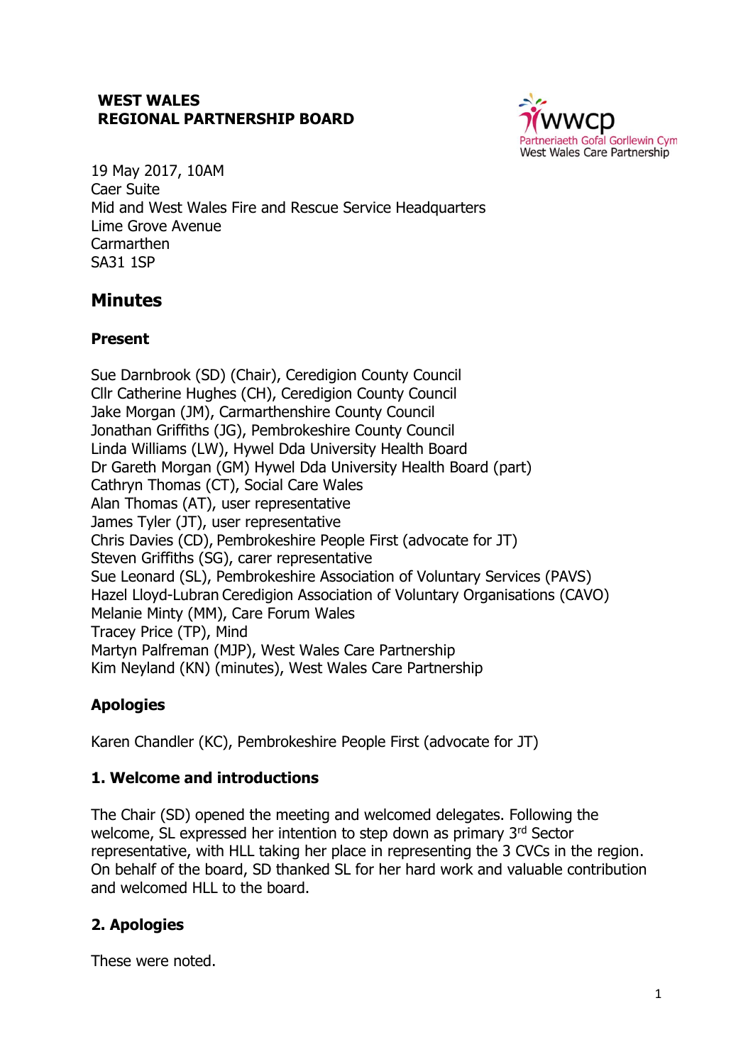**WEST WALES**
**REGIONAL PARTNERSHIP BOARD**

Partneriaeth Gofal Gorllewin Cymru
West Wales Care Partnership

19 May 2017, 10AM
Caer Suite
Mid and West Wales Fire and Rescue Service Headquarters
Lime Grove Avenue
Carmarthen
SA31 1SP

## Minutes

### Present

Sue Darnbrook (SD) (Chair), Ceredigion County Council
Cllr Catherine Hughes (CH), Ceredigion County Council
Jake Morgan (JM), Carmarthenshire County Council
Jonathan Griffiths (JG), Pembrokeshire County Council
Linda Williams (LW), Hywel Dda University Health Board
Dr Gareth Morgan (GM) Hywel Dda University Health Board (part)
Cathryn Thomas (CT), Social Care Wales
Alan Thomas (AT), user representative
James Tyler (JT), user representative
Chris Davies (CD), Pembrokeshire People First (advocate for JT)
Steven Griffiths (SG), carer representative
Sue Leonard (SL), Pembrokeshire Association of Voluntary Services (PAVS)
Hazel Lloyd-Lubran Ceredigion Association of Voluntary Organisations (CAVO)
Melanie Minty (MM), Care Forum Wales
Tracey Price (TP), Mind
Martyn Palfreman (MJP), West Wales Care Partnership
Kim Neyland (KN) (minutes), West Wales Care Partnership

### Apologies

Karen Chandler (KC), Pembrokeshire People First (advocate for JT)

### 1. Welcome and introductions

The Chair (SD) opened the meeting and welcomed delegates. Following the welcome, SL expressed her intention to step down as primary 3rd Sector representative, with HLL taking her place in representing the 3 CVCs in the region. On behalf of the board, SD thanked SL for her hard work and valuable contribution and welcomed HLL to the board.

### 2. Apologies

These were noted.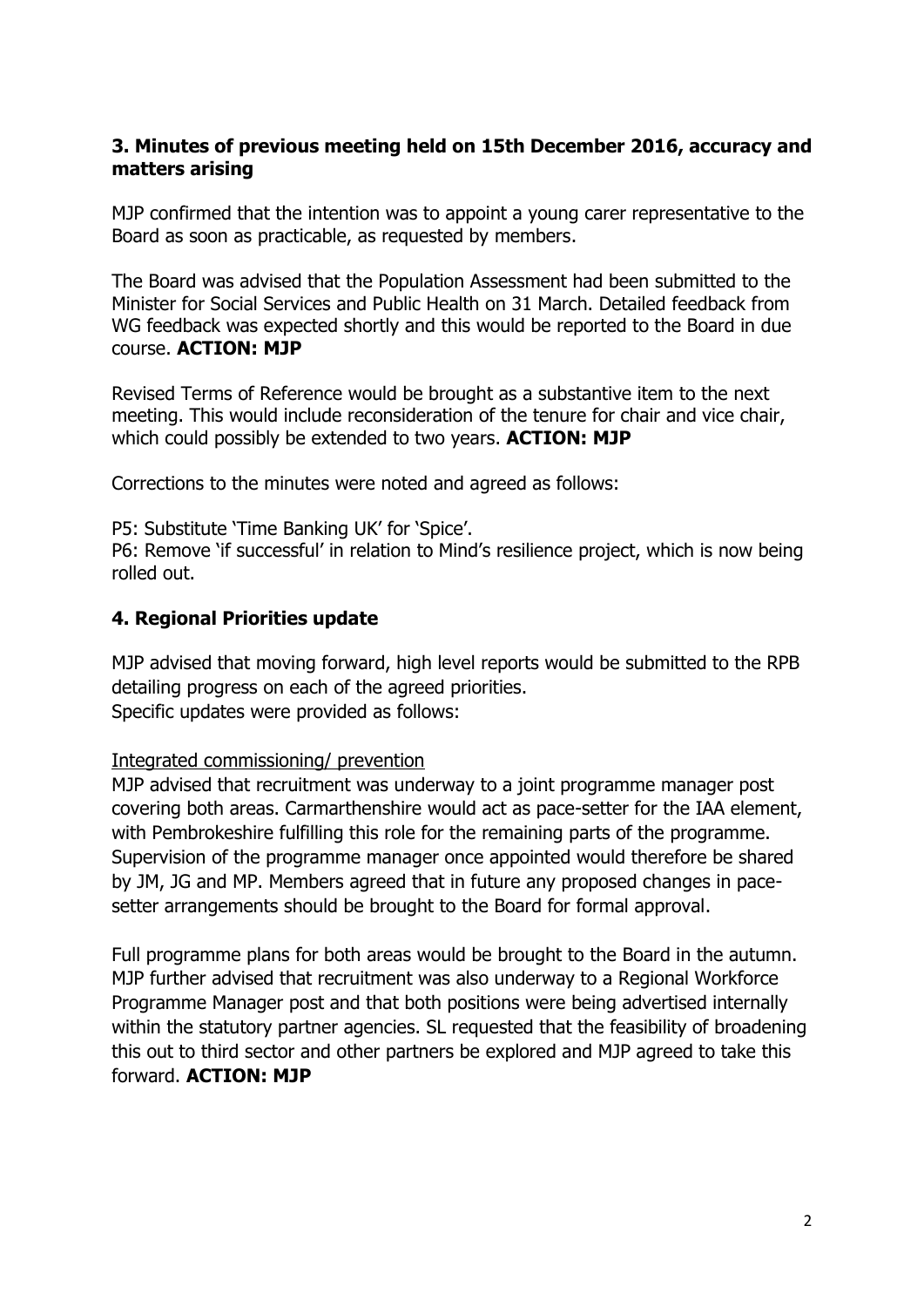### 3. Minutes of previous meeting held on 15th December 2016, accuracy and matters arising

MJP confirmed that the intention was to appoint a young carer representative to the Board as soon as practicable, as requested by members.

The Board was advised that the Population Assessment had been submitted to the Minister for Social Services and Public Health on 31 March. Detailed feedback from WG feedback was expected shortly and this would be reported to the Board in due course. **ACTION: MJP**

Revised Terms of Reference would be brought as a substantive item to the next meeting. This would include reconsideration of the tenure for chair and vice chair, which could possibly be extended to two years. **ACTION: MJP**

Corrections to the minutes were noted and agreed as follows:

P5: Substitute 'Time Banking UK' for 'Spice'.
P6: Remove 'if successful' in relation to Mind's resilience project, which is now being rolled out.

### 4. Regional Priorities update

MJP advised that moving forward, high level reports would be submitted to the RPB detailing progress on each of the agreed priorities.
Specific updates were provided as follows:

<u>Integrated commissioning/ prevention</u>
MJP advised that recruitment was underway to a joint programme manager post covering both areas. Carmarthenshire would act as pace-setter for the IAA element, with Pembrokeshire fulfilling this role for the remaining parts of the programme. Supervision of the programme manager once appointed would therefore be shared by JM, JG and MP. Members agreed that in future any proposed changes in pace-setter arrangements should be brought to the Board for formal approval.

Full programme plans for both areas would be brought to the Board in the autumn. MJP further advised that recruitment was also underway to a Regional Workforce Programme Manager post and that both positions were being advertised internally within the statutory partner agencies. SL requested that the feasibility of broadening this out to third sector and other partners be explored and MJP agreed to take this forward. **ACTION: MJP**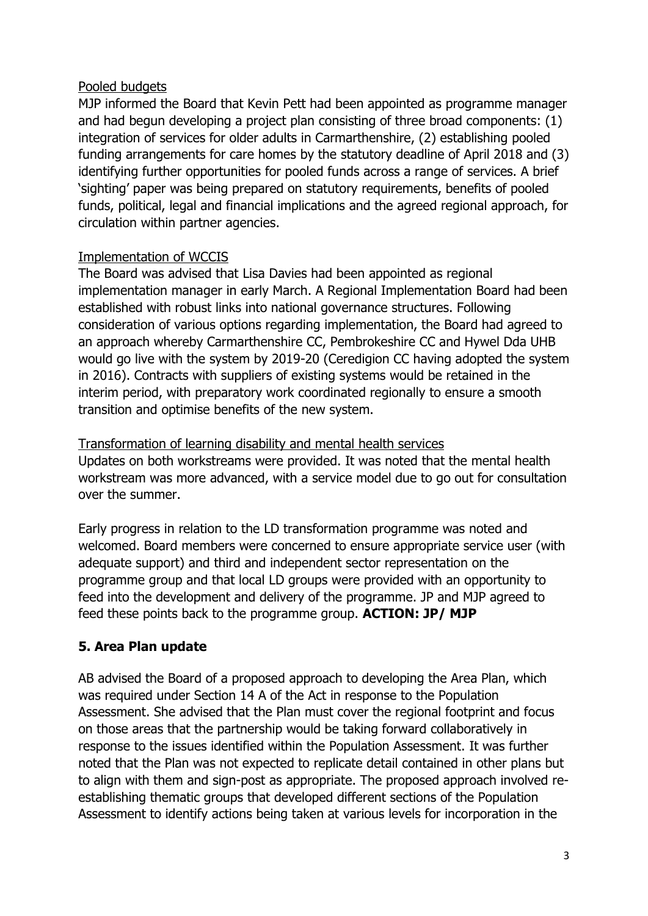<u>Pooled budgets</u>

MJP informed the Board that Kevin Pett had been appointed as programme manager and had begun developing a project plan consisting of three broad components: (1) integration of services for older adults in Carmarthenshire, (2) establishing pooled funding arrangements for care homes by the statutory deadline of April 2018 and (3) identifying further opportunities for pooled funds across a range of services. A brief 'sighting' paper was being prepared on statutory requirements, benefits of pooled funds, political, legal and financial implications and the agreed regional approach, for circulation within partner agencies.

<u>Implementation of WCCIS</u>

The Board was advised that Lisa Davies had been appointed as regional implementation manager in early March. A Regional Implementation Board had been established with robust links into national governance structures. Following consideration of various options regarding implementation, the Board had agreed to an approach whereby Carmarthenshire CC, Pembrokeshire CC and Hywel Dda UHB would go live with the system by 2019-20 (Ceredigion CC having adopted the system in 2016). Contracts with suppliers of existing systems would be retained in the interim period, with preparatory work coordinated regionally to ensure a smooth transition and optimise benefits of the new system.

<u>Transformation of learning disability and mental health services</u>

Updates on both workstreams were provided. It was noted that the mental health workstream was more advanced, with a service model due to go out for consultation over the summer.

Early progress in relation to the LD transformation programme was noted and welcomed. Board members were concerned to ensure appropriate service user (with adequate support) and third and independent sector representation on the programme group and that local LD groups were provided with an opportunity to feed into the development and delivery of the programme. JP and MJP agreed to feed these points back to the programme group. **ACTION: JP/ MJP**

## 5. Area Plan update

AB advised the Board of a proposed approach to developing the Area Plan, which was required under Section 14 A of the Act in response to the Population Assessment. She advised that the Plan must cover the regional footprint and focus on those areas that the partnership would be taking forward collaboratively in response to the issues identified within the Population Assessment. It was further noted that the Plan was not expected to replicate detail contained in other plans but to align with them and sign-post as appropriate. The proposed approach involved re-establishing thematic groups that developed different sections of the Population Assessment to identify actions being taken at various levels for incorporation in the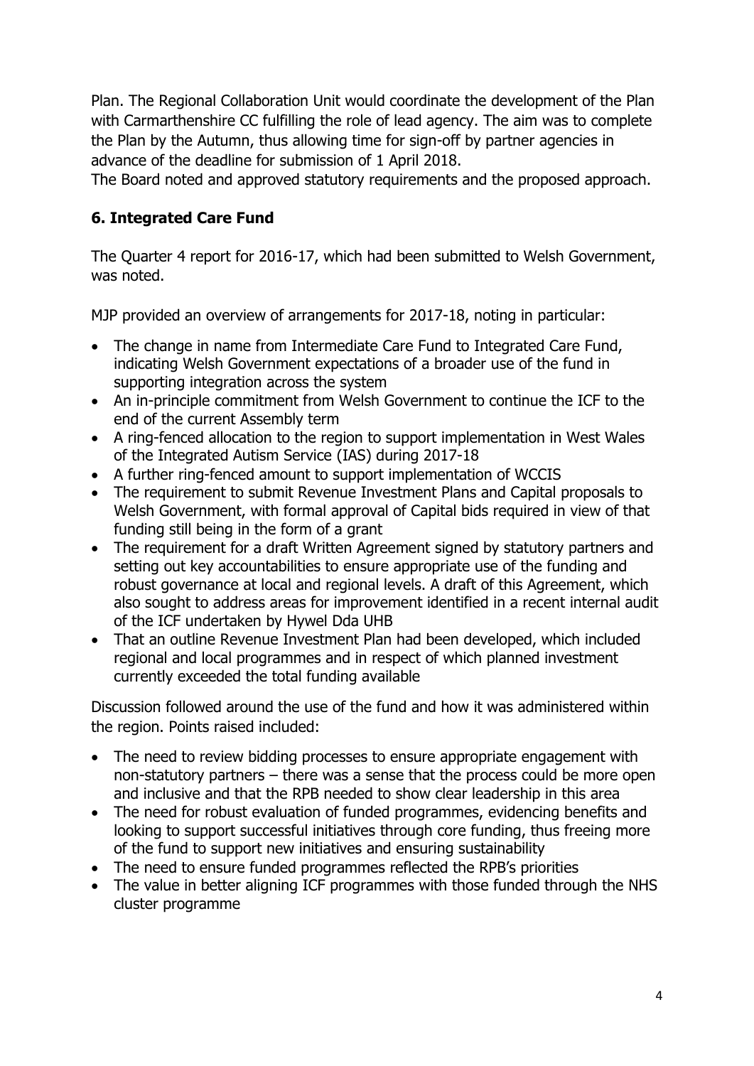Plan. The Regional Collaboration Unit would coordinate the development of the Plan with Carmarthenshire CC fulfilling the role of lead agency. The aim was to complete the Plan by the Autumn, thus allowing time for sign-off by partner agencies in advance of the deadline for submission of 1 April 2018.
The Board noted and approved statutory requirements and the proposed approach.

## 6. Integrated Care Fund

The Quarter 4 report for 2016-17, which had been submitted to Welsh Government, was noted.

MJP provided an overview of arrangements for 2017-18, noting in particular:

- The change in name from Intermediate Care Fund to Integrated Care Fund, indicating Welsh Government expectations of a broader use of the fund in supporting integration across the system
- An in-principle commitment from Welsh Government to continue the ICF to the end of the current Assembly term
- A ring-fenced allocation to the region to support implementation in West Wales of the Integrated Autism Service (IAS) during 2017-18
- A further ring-fenced amount to support implementation of WCCIS
- The requirement to submit Revenue Investment Plans and Capital proposals to Welsh Government, with formal approval of Capital bids required in view of that funding still being in the form of a grant
- The requirement for a draft Written Agreement signed by statutory partners and setting out key accountabilities to ensure appropriate use of the funding and robust governance at local and regional levels. A draft of this Agreement, which also sought to address areas for improvement identified in a recent internal audit of the ICF undertaken by Hywel Dda UHB
- That an outline Revenue Investment Plan had been developed, which included regional and local programmes and in respect of which planned investment currently exceeded the total funding available

Discussion followed around the use of the fund and how it was administered within the region. Points raised included:

- The need to review bidding processes to ensure appropriate engagement with non-statutory partners – there was a sense that the process could be more open and inclusive and that the RPB needed to show clear leadership in this area
- The need for robust evaluation of funded programmes, evidencing benefits and looking to support successful initiatives through core funding, thus freeing more of the fund to support new initiatives and ensuring sustainability
- The need to ensure funded programmes reflected the RPB's priorities
- The value in better aligning ICF programmes with those funded through the NHS cluster programme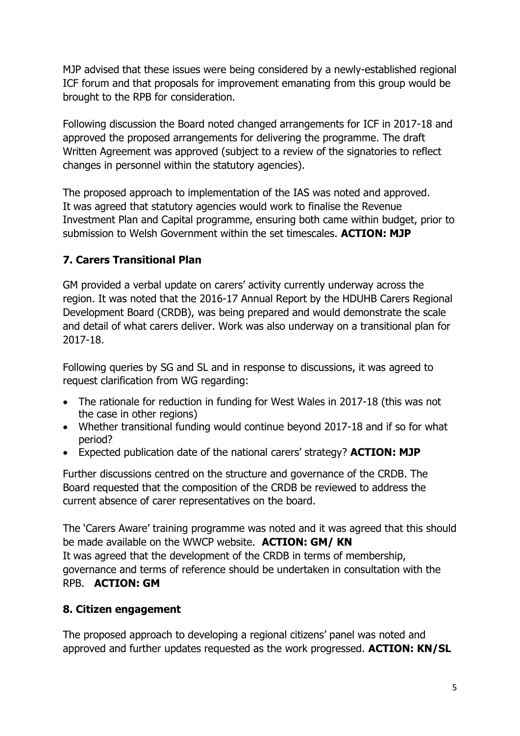MJP advised that these issues were being considered by a newly-established regional ICF forum and that proposals for improvement emanating from this group would be brought to the RPB for consideration.

Following discussion the Board noted changed arrangements for ICF in 2017-18 and approved the proposed arrangements for delivering the programme. The draft Written Agreement was approved (subject to a review of the signatories to reflect changes in personnel within the statutory agencies).

The proposed approach to implementation of the IAS was noted and approved. It was agreed that statutory agencies would work to finalise the Revenue Investment Plan and Capital programme, ensuring both came within budget, prior to submission to Welsh Government within the set timescales. **ACTION: MJP**

## 7. Carers Transitional Plan

GM provided a verbal update on carers' activity currently underway across the region. It was noted that the 2016-17 Annual Report by the HDUHB Carers Regional Development Board (CRDB), was being prepared and would demonstrate the scale and detail of what carers deliver. Work was also underway on a transitional plan for 2017-18.

Following queries by SG and SL and in response to discussions, it was agreed to request clarification from WG regarding:

- The rationale for reduction in funding for West Wales in 2017-18 (this was not the case in other regions)
- Whether transitional funding would continue beyond 2017-18 and if so for what period?
- Expected publication date of the national carers' strategy? **ACTION: MJP**

Further discussions centred on the structure and governance of the CRDB. The Board requested that the composition of the CRDB be reviewed to address the current absence of carer representatives on the board.

The 'Carers Aware' training programme was noted and it was agreed that this should be made available on the WWCP website. **ACTION: GM/ KN**
It was agreed that the development of the CRDB in terms of membership, governance and terms of reference should be undertaken in consultation with the RPB. **ACTION: GM**

## 8. Citizen engagement

The proposed approach to developing a regional citizens' panel was noted and approved and further updates requested as the work progressed. **ACTION: KN/SL**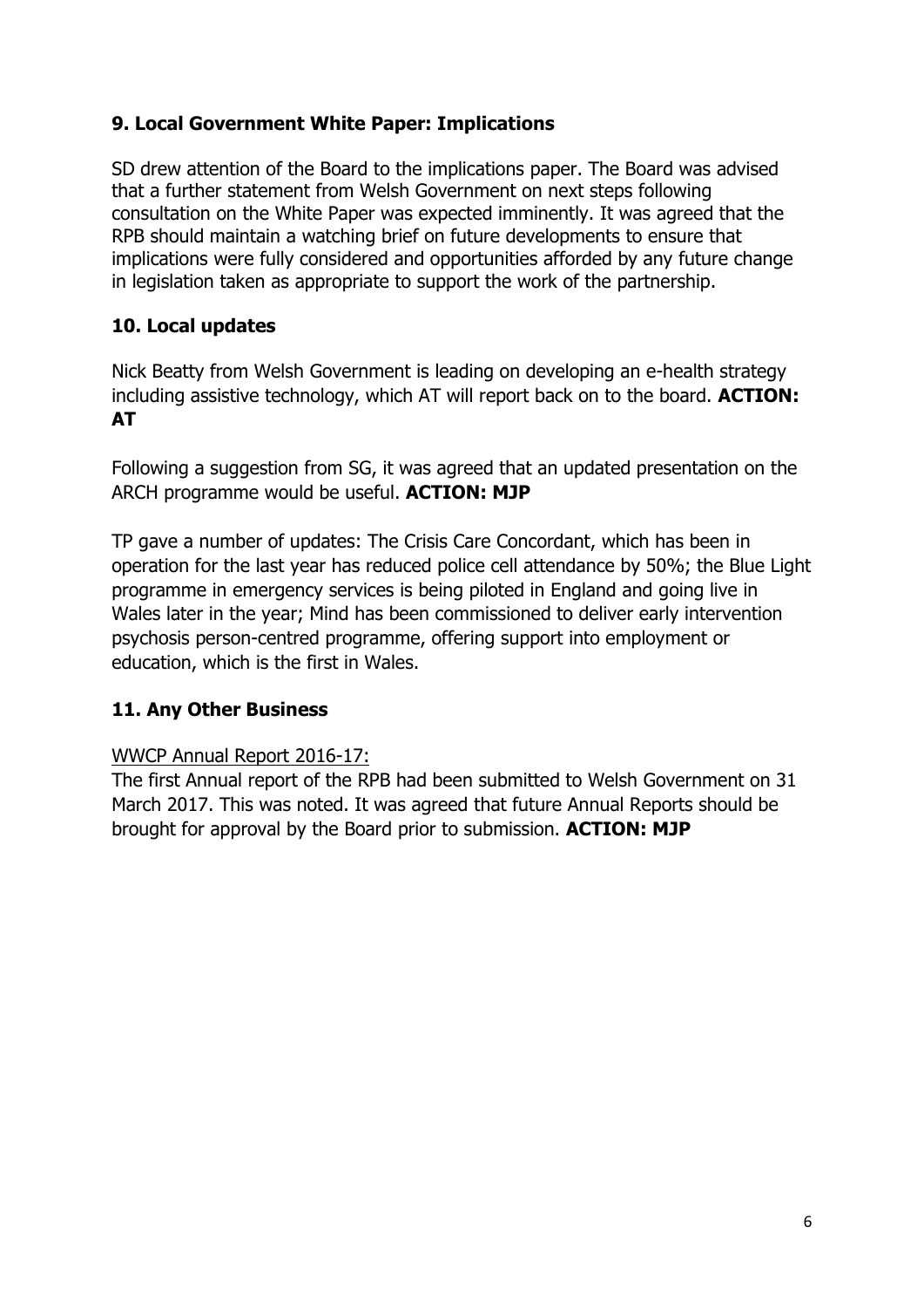## 9. Local Government White Paper: Implications

SD drew attention of the Board to the implications paper. The Board was advised that a further statement from Welsh Government on next steps following consultation on the White Paper was expected imminently. It was agreed that the RPB should maintain a watching brief on future developments to ensure that implications were fully considered and opportunities afforded by any future change in legislation taken as appropriate to support the work of the partnership.

## 10. Local updates

Nick Beatty from Welsh Government is leading on developing an e-health strategy including assistive technology, which AT will report back on to the board. **ACTION: AT**

Following a suggestion from SG, it was agreed that an updated presentation on the ARCH programme would be useful. **ACTION: MJP**

TP gave a number of updates: The Crisis Care Concordant, which has been in operation for the last year has reduced police cell attendance by 50%; the Blue Light programme in emergency services is being piloted in England and going live in Wales later in the year; Mind has been commissioned to deliver early intervention psychosis person-centred programme, offering support into employment or education, which is the first in Wales.

## 11. Any Other Business

<u>WWCP Annual Report 2016-17:</u>
The first Annual report of the RPB had been submitted to Welsh Government on 31 March 2017. This was noted. It was agreed that future Annual Reports should be brought for approval by the Board prior to submission. **ACTION: MJP**